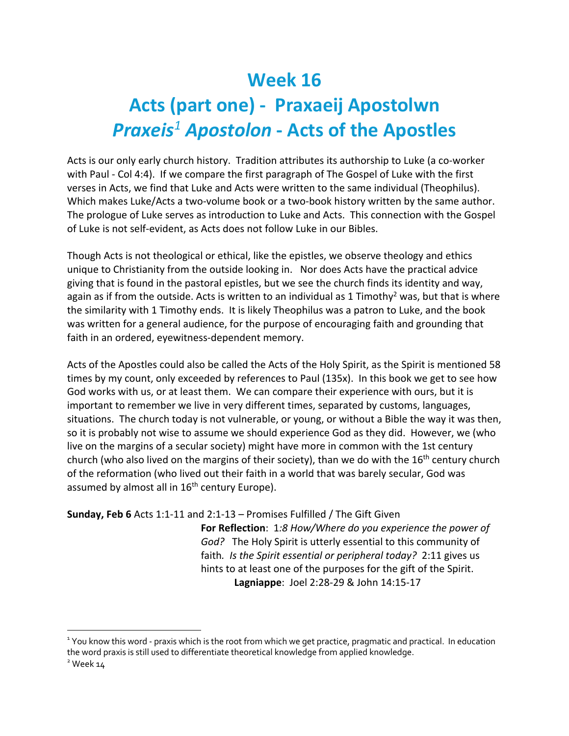# Week 16

# Acts (part one) - Praxaeij Apostolwn

# *Praxeis*[1] *Apostolon* - Acts of the Apostles

Acts is our only early church history. Tradition attributes its authorship to Luke (a co-worker with Paul - Col 4:4). If we compare the first paragraph of The Gospel of Luke with the first verses in Acts, we find that Luke and Acts were written to the same individual (Theophilus). Which makes Luke/Acts a two-volume book or a two-book history written by the same author. The prologue of Luke serves as introduction to Luke and Acts. This connection with the Gospel of Luke is not self-evident, as Acts does not follow Luke in our Bibles.

Though Acts is not theological or ethical, like the epistles, we observe theology and ethics unique to Christianity from the outside looking in. Nor does Acts have the practical advice giving that is found in the pastoral epistles, but we see the church finds its identity and way, again as if from the outside. Acts is written to an individual as 1 Timothy[2] was, but that is where the similarity with 1 Timothy ends. It is likely Theophilus was a patron to Luke, and the book was written for a general audience, for the purpose of encouraging faith and grounding that faith in an ordered, eyewitness-dependent memory.

Acts of the Apostles could also be called the Acts of the Holy Spirit, as the Spirit is mentioned 58 times by my count, only exceeded by references to Paul (135x). In this book we get to see how God works with us, or at least them. We can compare their experience with ours, but it is important to remember we live in very different times, separated by customs, languages, situations. The church today is not vulnerable, or young, or without a Bible the way it was then, so it is probably not wise to assume we should experience God as they did. However, we (who live on the margins of a secular society) might have more in common with the 1st century church (who also lived on the margins of their society), than we do with the 16th century church of the reformation (who lived out their faith in a world that was barely secular, God was assumed by almost all in 16th century Europe).

**Sunday, Feb 6** Acts 1:1-11 and 2:1-13 – Promises Fulfilled / The Gift Given

**For Reflection**: 1*:8 How/Where do you experience the power of God?* The Holy Spirit is utterly essential to this community of faith*. Is the Spirit essential or peripheral today?* 2:11 gives us hints to at least one of the purposes for the gift of the Spirit.

**Lagniappe**: Joel 2:28-29 & John 14:15-17

---

[1] You know this word - praxis which is the root from which we get practice, pragmatic and practical. In education the word praxis is still used to differentiate theoretical knowledge from applied knowledge.

[2] Week 14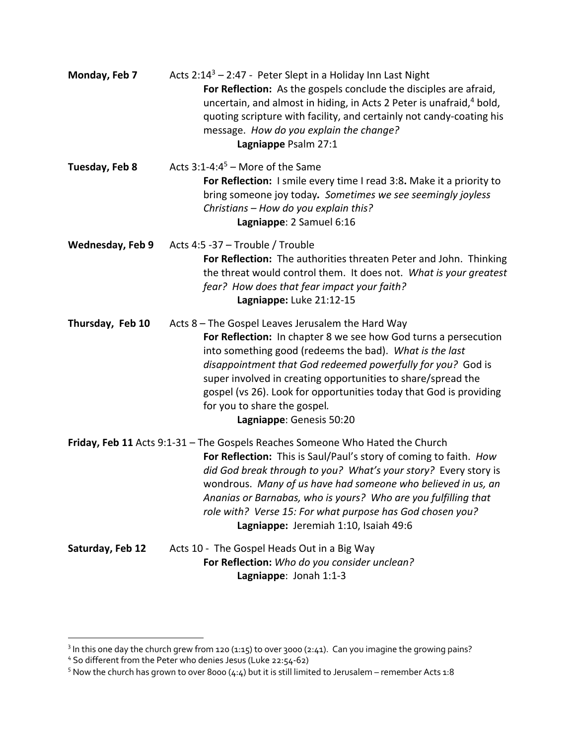**Monday, Feb 7** Acts 2:14[3] – 2:47 - Peter Slept in a Holiday Inn Last Night

**For Reflection:** As the gospels conclude the disciples are afraid, uncertain, and almost in hiding, in Acts 2 Peter is unafraid,[4] bold, quoting scripture with facility, and certainly not candy-coating his message. *How do you explain the change?*

**Lagniappe** Psalm 27:1

**Tuesday, Feb 8** Acts 3:1-4:4[5] – More of the Same

**For Reflection:** I smile every time I read 3:8**.** Make it a priority to bring someone joy today***.*** *Sometimes we see seemingly joyless Christians – How do you explain this?*

**Lagniappe**: 2 Samuel 6:16

**Wednesday, Feb 9** Acts 4:5 -37 – Trouble / Trouble

**For Reflection:** The authorities threaten Peter and John. Thinking the threat would control them. It does not. *What is your greatest fear? How does that fear impact your faith?*

**Lagniappe:** Luke 21:12-15

**Thursday, Feb 10** Acts 8 – The Gospel Leaves Jerusalem the Hard Way

**For Reflection:** In chapter 8 we see how God turns a persecution into something good (redeems the bad). *What is the last disappointment that God redeemed powerfully for you?* God is super involved in creating opportunities to share/spread the gospel (vs 26). Look for opportunities today that God is providing for you to share the gospel*.*

**Lagniappe**: Genesis 50:20

**Friday, Feb 11** Acts 9:1-31 – The Gospels Reaches Someone Who Hated the Church

**For Reflection:** This is Saul/Paul's story of coming to faith. *How did God break through to you? What's your story?* Every story is wondrous. *Many of us have had someone who believed in us, an Ananias or Barnabas, who is yours? Who are you fulfilling that role with? Verse 15: For what purpose has God chosen you?*

**Lagniappe:** Jeremiah 1:10, Isaiah 49:6

**Saturday, Feb 12** Acts 10 - The Gospel Heads Out in a Big Way

**For Reflection:** *Who do you consider unclean?*

**Lagniappe**: Jonah 1:1-3

---

[3] In this one day the church grew from 120 (1:15) to over 3000 (2:41). Can you imagine the growing pains?

[4] So different from the Peter who denies Jesus (Luke 22:54-62)

[5] Now the church has grown to over 8000 (4:4) but it is still limited to Jerusalem – remember Acts 1:8